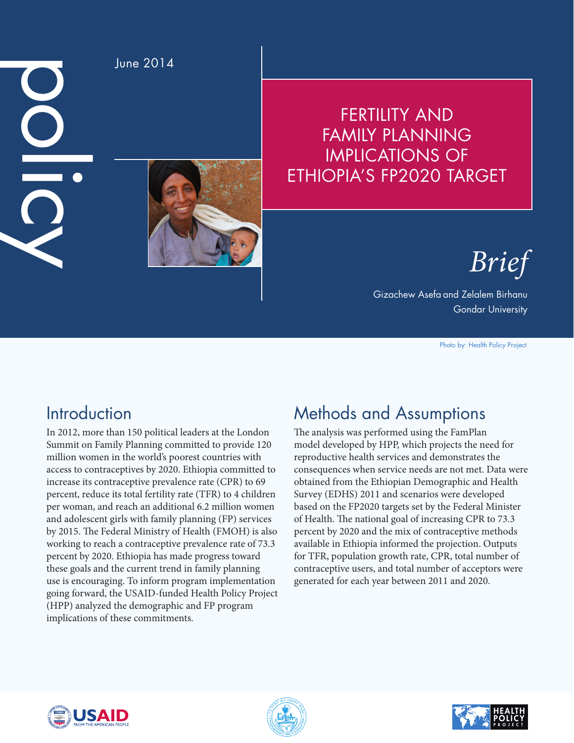policy

June 2014

# FERTILITY AND FAMILY PLANNING IMPLICATIONS OF ETHIOPIA'S FP2020 TARGET

*Brief*

Gizachew Asefa and Zelalem Birhanu
Gondar University

Photo by: Health Policy Project

## Introduction

In 2012, more than 150 political leaders at the London Summit on Family Planning committed to provide 120 million women in the world's poorest countries with access to contraceptives by 2020. Ethiopia committed to increase its contraceptive prevalence rate (CPR) to 69 percent, reduce its total fertility rate (TFR) to 4 children per woman, and reach an additional 6.2 million women and adolescent girls with family planning (FP) services by 2015. The Federal Ministry of Health (FMOH) is also working to reach a contraceptive prevalence rate of 73.3 percent by 2020. Ethiopia has made progress toward these goals and the current trend in family planning use is encouraging. To inform program implementation going forward, the USAID-funded Health Policy Project (HPP) analyzed the demographic and FP program implications of these commitments.

## Methods and Assumptions

The analysis was performed using the FamPlan model developed by HPP, which projects the need for reproductive health services and demonstrates the consequences when service needs are not met. Data were obtained from the Ethiopian Demographic and Health Survey (EDHS) 2011 and scenarios were developed based on the FP2020 targets set by the Federal Minister of Health. The national goal of increasing CPR to 73.3 percent by 2020 and the mix of contraceptive methods available in Ethiopia informed the projection. Outputs for TFR, population growth rate, CPR, total number of contraceptive users, and total number of acceptors were generated for each year between 2011 and 2020.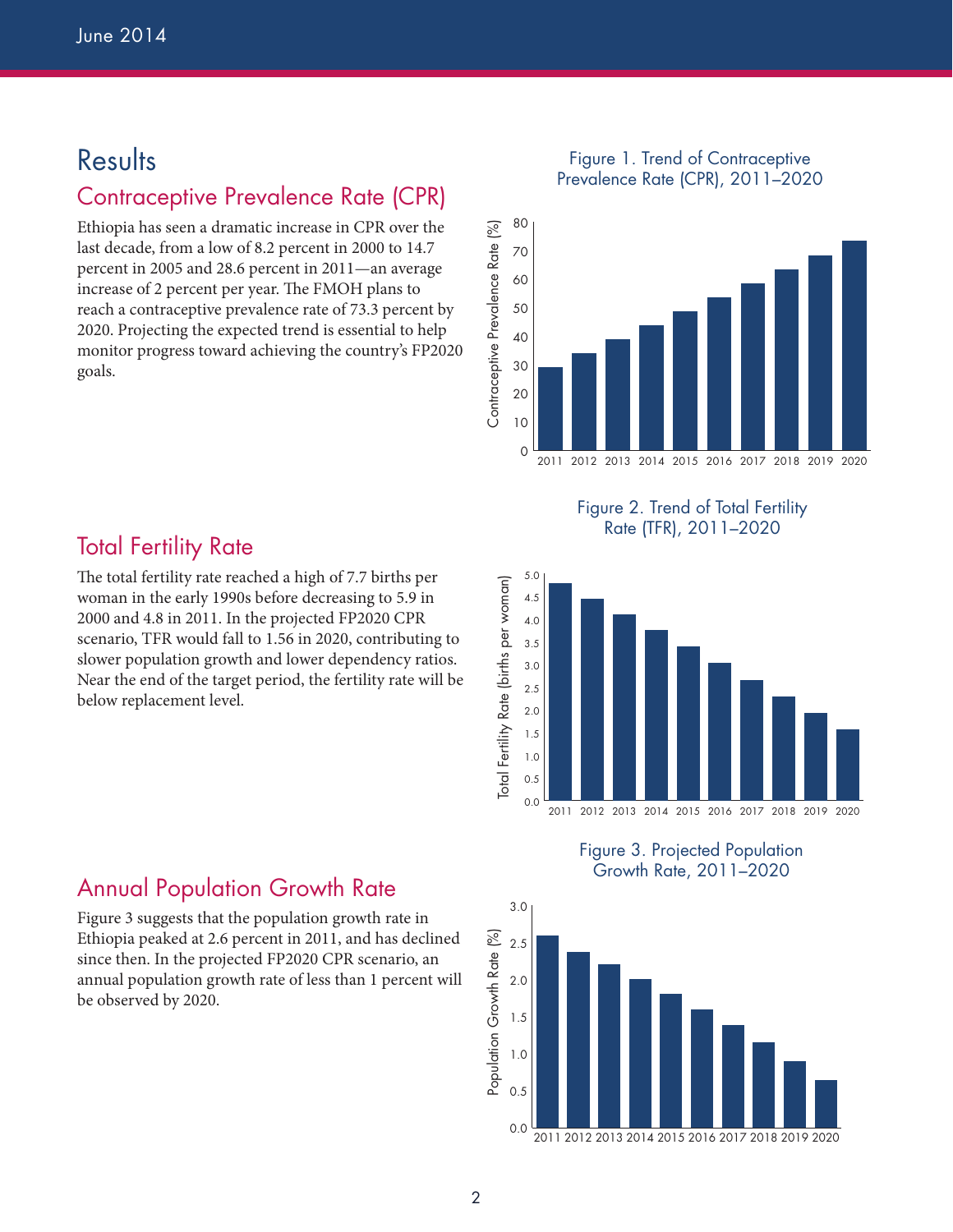# Results

## Contraceptive Prevalence Rate (CPR)

Ethiopia has seen a dramatic increase in CPR over the last decade, from a low of 8.2 percent in 2000 to 14.7 percent in 2005 and 28.6 percent in 2011—an average increase of 2 percent per year. The FMOH plans to reach a contraceptive prevalence rate of 73.3 percent by 2020. Projecting the expected trend is essential to help monitor progress toward achieving the country's FP2020 goals.

Figure 1. Trend of Contraceptive Prevalence Rate (CPR), 2011–2020

## Total Fertility Rate

The total fertility rate reached a high of 7.7 births per woman in the early 1990s before decreasing to 5.9 in 2000 and 4.8 in 2011. In the projected FP2020 CPR scenario, TFR would fall to 1.56 in 2020, contributing to slower population growth and lower dependency ratios. Near the end of the target period, the fertility rate will be below replacement level.

Figure 2. Trend of Total Fertility Rate (TFR), 2011–2020

## Annual Population Growth Rate

Figure 3 suggests that the population growth rate in Ethiopia peaked at 2.6 percent in 2011, and has declined since then. In the projected FP2020 CPR scenario, an annual population growth rate of less than 1 percent will be observed by 2020.

Figure 3. Projected Population Growth Rate, 2011–2020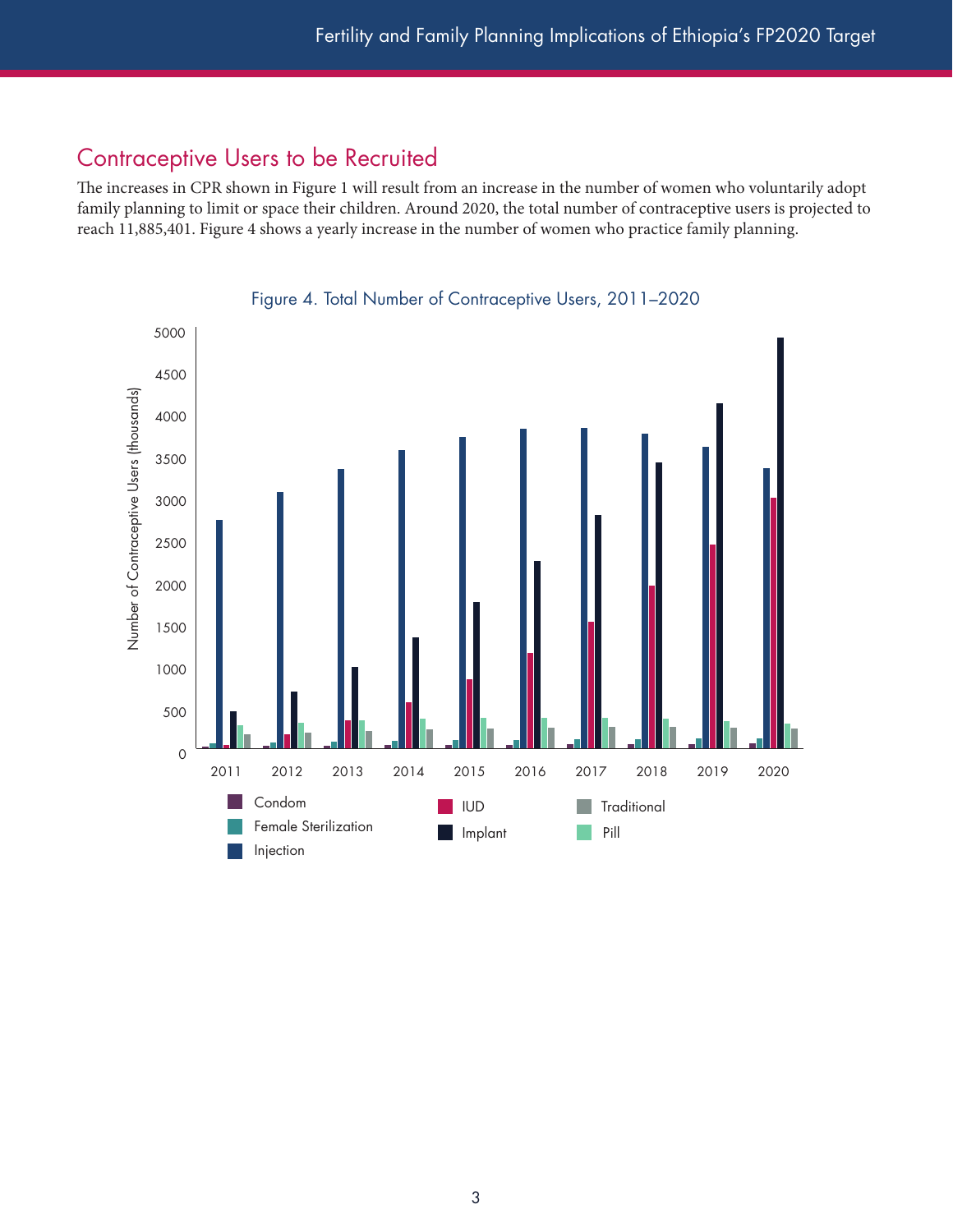## Contraceptive Users to be Recruited

The increases in CPR shown in Figure 1 will result from an increase in the number of women who voluntarily adopt family planning to limit or space their children. Around 2020, the total number of contraceptive users is projected to reach 11,885,401. Figure 4 shows a yearly increase in the number of women who practice family planning.

Figure 4. Total Number of Contraceptive Users, 2011–2020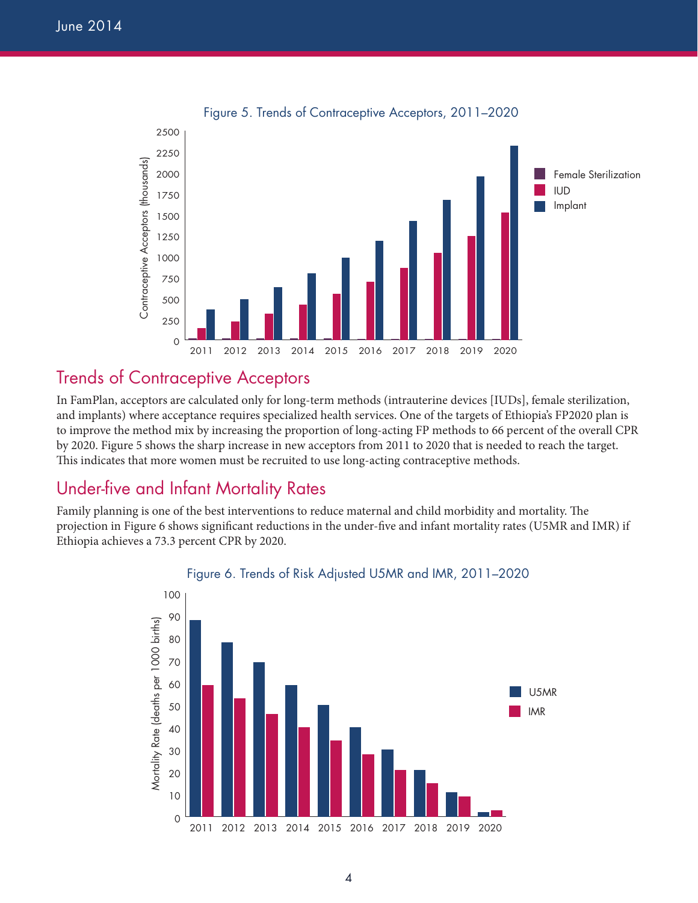Figure 5. Trends of Contraceptive Acceptors, 2011–2020

## Trends of Contraceptive Acceptors

In FamPlan, acceptors are calculated only for long-term methods (intrauterine devices [IUDs], female sterilization, and implants) where acceptance requires specialized health services. One of the targets of Ethiopia's FP2020 plan is to improve the method mix by increasing the proportion of long-acting FP methods to 66 percent of the overall CPR by 2020. Figure 5 shows the sharp increase in new acceptors from 2011 to 2020 that is needed to reach the target. This indicates that more women must be recruited to use long-acting contraceptive methods.

## Under-five and Infant Mortality Rates

Family planning is one of the best interventions to reduce maternal and child morbidity and mortality. The projection in Figure 6 shows significant reductions in the under-five and infant mortality rates (U5MR and IMR) if Ethiopia achieves a 73.3 percent CPR by 2020.

Figure 6. Trends of Risk Adjusted U5MR and IMR, 2011–2020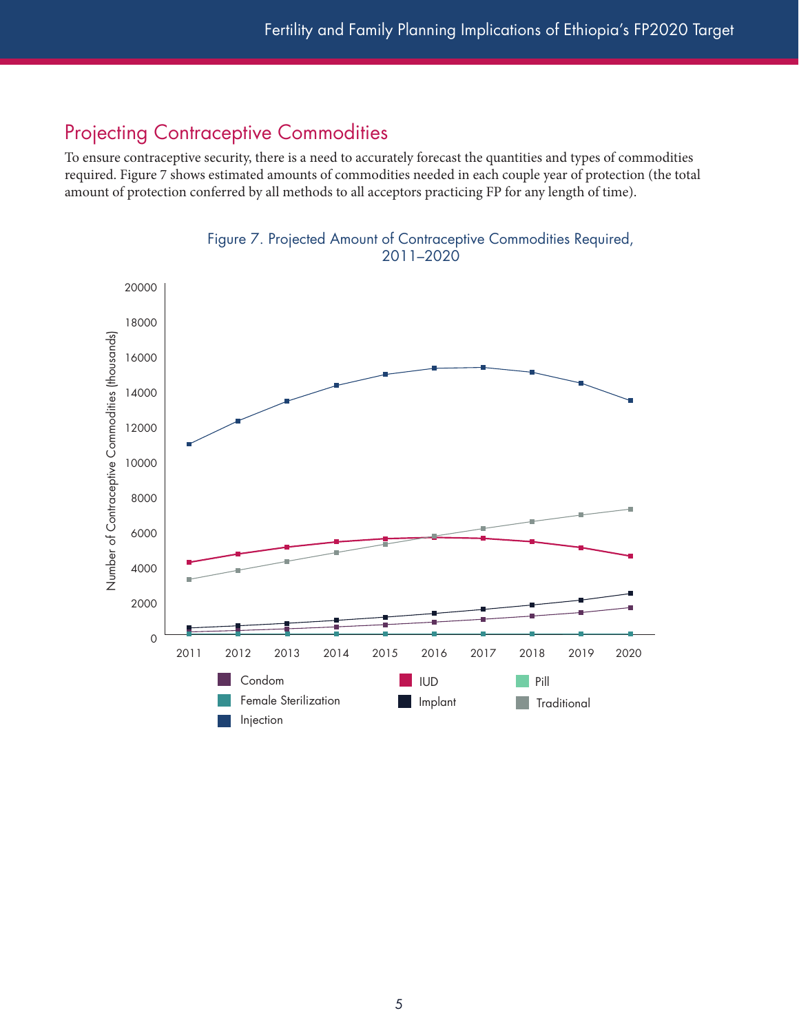## Projecting Contraceptive Commodities

To ensure contraceptive security, there is a need to accurately forecast the quantities and types of commodities required. Figure 7 shows estimated amounts of commodities needed in each couple year of protection (the total amount of protection conferred by all methods to all acceptors practicing FP for any length of time).

Figure 7. Projected Amount of Contraceptive Commodities Required, 2011–2020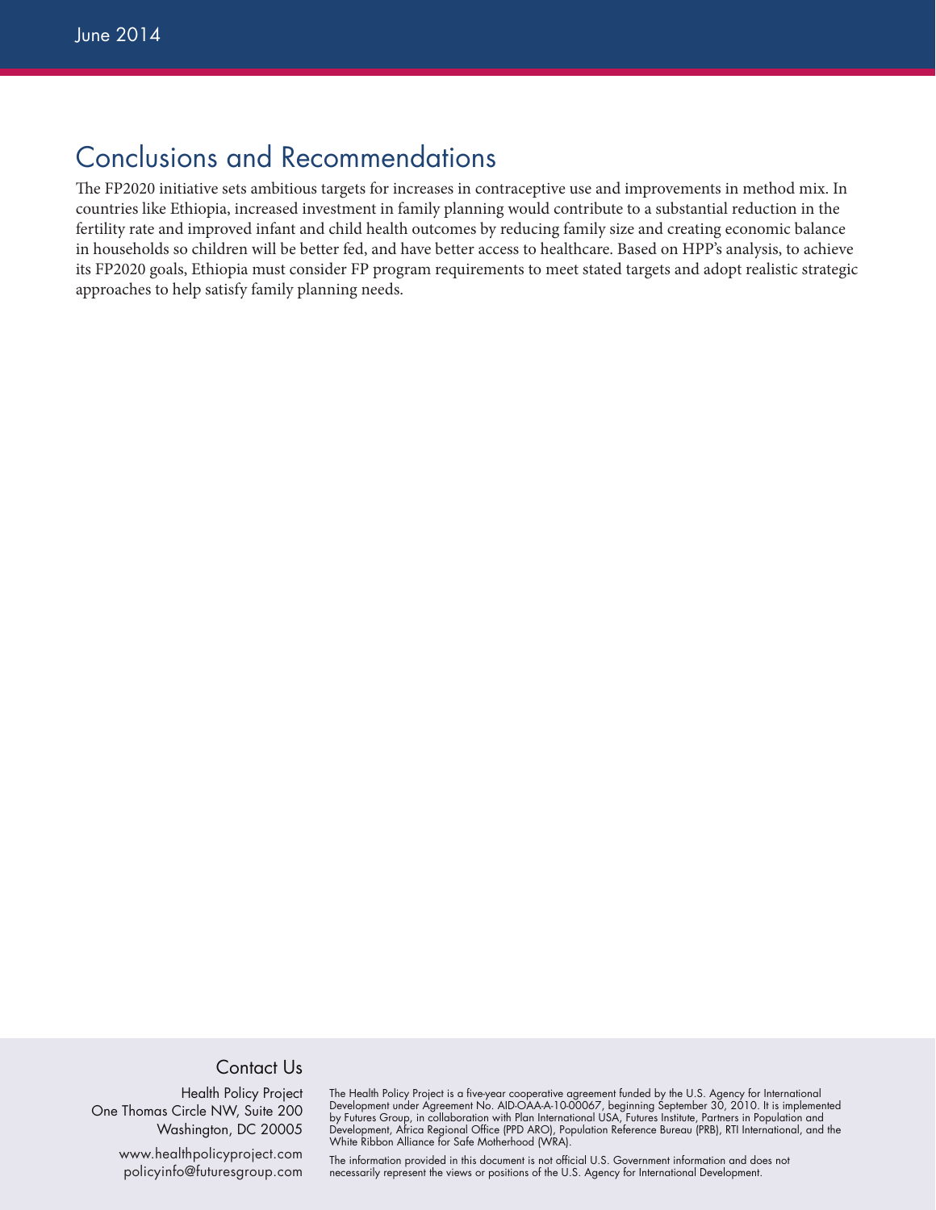## Conclusions and Recommendations

The FP2020 initiative sets ambitious targets for increases in contraceptive use and improvements in method mix. In countries like Ethiopia, increased investment in family planning would contribute to a substantial reduction in the fertility rate and improved infant and child health outcomes by reducing family size and creating economic balance in households so children will be better fed, and have better access to healthcare. Based on HPP's analysis, to achieve its FP2020 goals, Ethiopia must consider FP program requirements to meet stated targets and adopt realistic strategic approaches to help satisfy family planning needs.

### Contact Us

Health Policy Project
One Thomas Circle NW, Suite 200
Washington, DC 20005

www.healthpolicyproject.com
policyinfo@futuresgroup.com

The Health Policy Project is a five-year cooperative agreement funded by the U.S. Agency for International Development under Agreement No. AID-OAA-A-10-00067, beginning September 30, 2010. It is implemented by Futures Group, in collaboration with Plan International USA, Futures Institute, Partners in Population and Development, Africa Regional Office (PPD ARO), Population Reference Bureau (PRB), RTI International, and the White Ribbon Alliance for Safe Motherhood (WRA).

The information provided in this document is not official U.S. Government information and does not necessarily represent the views or positions of the U.S. Agency for International Development.